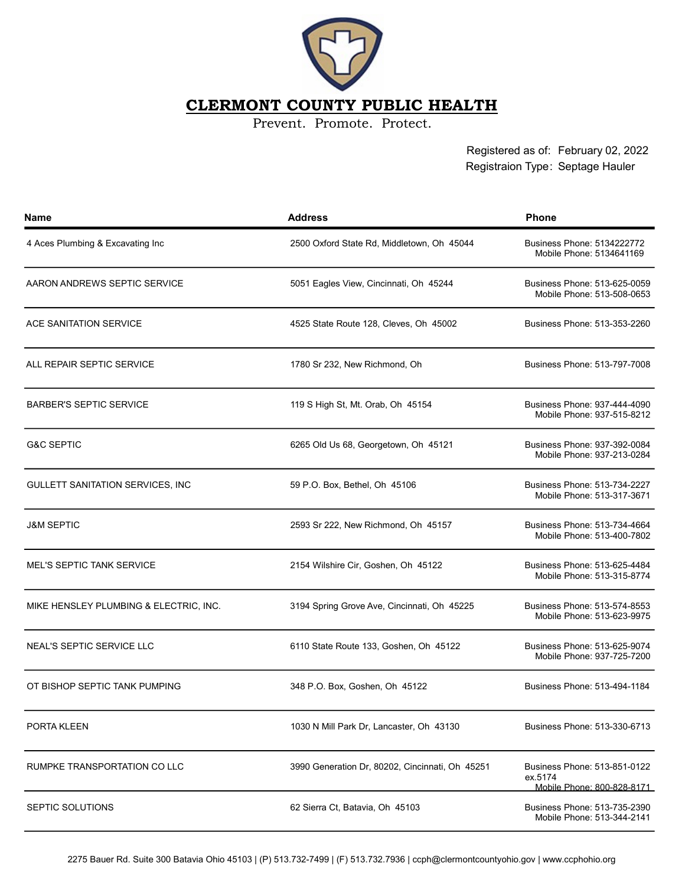# CLERMONT COUNTY PUBLIC HEALTH

Prevent. Promote. Protect.

Registered as of: February 02, 2022
Registraion Type: Septage Hauler

| Name | Address | Phone |
|---|---|---|
| 4 Aces Plumbing & Excavating Inc | 2500 Oxford State Rd, Middletown, Oh 45044 | Business Phone: 5134222772<br>Mobile Phone: 5134641169 |
| AARON ANDREWS SEPTIC SERVICE | 5051 Eagles View, Cincinnati, Oh 45244 | Business Phone: 513-625-0059<br>Mobile Phone: 513-508-0653 |
| ACE SANITATION SERVICE | 4525 State Route 128, Cleves, Oh 45002 | Business Phone: 513-353-2260 |
| ALL REPAIR SEPTIC SERVICE | 1780 Sr 232, New Richmond, Oh | Business Phone: 513-797-7008 |
| BARBER'S SEPTIC SERVICE | 119 S High St, Mt. Orab, Oh 45154 | Business Phone: 937-444-4090<br>Mobile Phone: 937-515-8212 |
| G&C SEPTIC | 6265 Old Us 68, Georgetown, Oh 45121 | Business Phone: 937-392-0084<br>Mobile Phone: 937-213-0284 |
| GULLETT SANITATION SERVICES, INC | 59 P.O. Box, Bethel, Oh 45106 | Business Phone: 513-734-2227<br>Mobile Phone: 513-317-3671 |
| J&M SEPTIC | 2593 Sr 222, New Richmond, Oh 45157 | Business Phone: 513-734-4664<br>Mobile Phone: 513-400-7802 |
| MEL'S SEPTIC TANK SERVICE | 2154 Wilshire Cir, Goshen, Oh 45122 | Business Phone: 513-625-4484<br>Mobile Phone: 513-315-8774 |
| MIKE HENSLEY PLUMBING & ELECTRIC, INC. | 3194 Spring Grove Ave, Cincinnati, Oh 45225 | Business Phone: 513-574-8553<br>Mobile Phone: 513-623-9975 |
| NEAL'S SEPTIC SERVICE LLC | 6110 State Route 133, Goshen, Oh 45122 | Business Phone: 513-625-9074<br>Mobile Phone: 937-725-7200 |
| OT BISHOP SEPTIC TANK PUMPING | 348 P.O. Box, Goshen, Oh 45122 | Business Phone: 513-494-1184 |
| PORTA KLEEN | 1030 N Mill Park Dr, Lancaster, Oh 43130 | Business Phone: 513-330-6713 |
| RUMPKE TRANSPORTATION CO LLC | 3990 Generation Dr, 80202, Cincinnati, Oh 45251 | Business Phone: 513-851-0122 ex.5174<br>Mobile Phone: 800-828-8171 |
| SEPTIC SOLUTIONS | 62 Sierra Ct, Batavia, Oh 45103 | Business Phone: 513-735-2390<br>Mobile Phone: 513-344-2141 |

2275 Bauer Rd. Suite 300 Batavia Ohio 45103 | (P) 513.732-7499 | (F) 513.732.7936 | ccph@clermontcountyohio.gov | www.ccphohio.org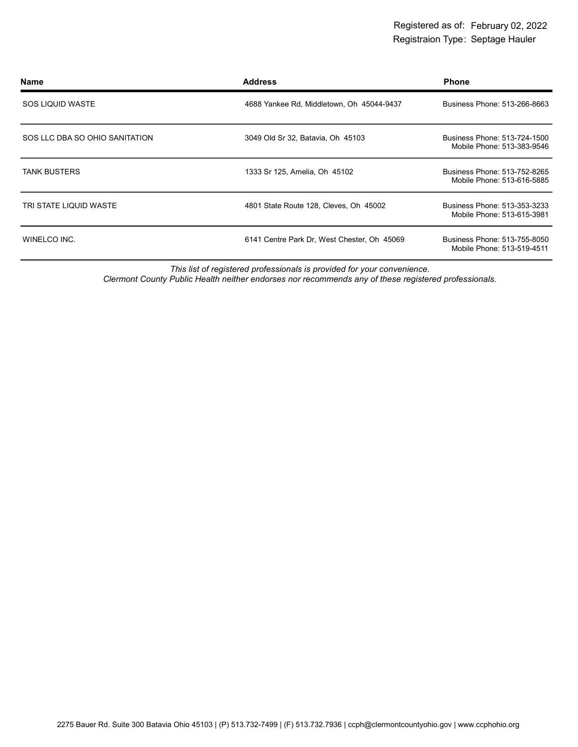Registered as of: February 02, 2022
Registraion Type: Septage Hauler

| Name | Address | Phone |
|---|---|---|
| SOS LIQUID WASTE | 4688 Yankee Rd, Middletown, Oh 45044-9437 | Business Phone: 513-266-8663 |
| SOS LLC DBA SO OHIO SANITATION | 3049 Old Sr 32, Batavia, Oh 45103 | Business Phone: 513-724-1500<br>Mobile Phone: 513-383-9546 |
| TANK BUSTERS | 1333 Sr 125, Amelia, Oh 45102 | Business Phone: 513-752-8265<br>Mobile Phone: 513-616-5885 |
| TRI STATE LIQUID WASTE | 4801 State Route 128, Cleves, Oh 45002 | Business Phone: 513-353-3233<br>Mobile Phone: 513-615-3981 |
| WINELCO INC. | 6141 Centre Park Dr, West Chester, Oh 45069 | Business Phone: 513-755-8050<br>Mobile Phone: 513-519-4511 |

*This list of registered professionals is provided for your convenience.*
*Clermont County Public Health neither endorses nor recommends any of these registered professionals.*

2275 Bauer Rd. Suite 300 Batavia Ohio 45103 | (P) 513.732-7499 | (F) 513.732.7936 | ccph@clermontcountyohio.gov | www.ccphohio.org